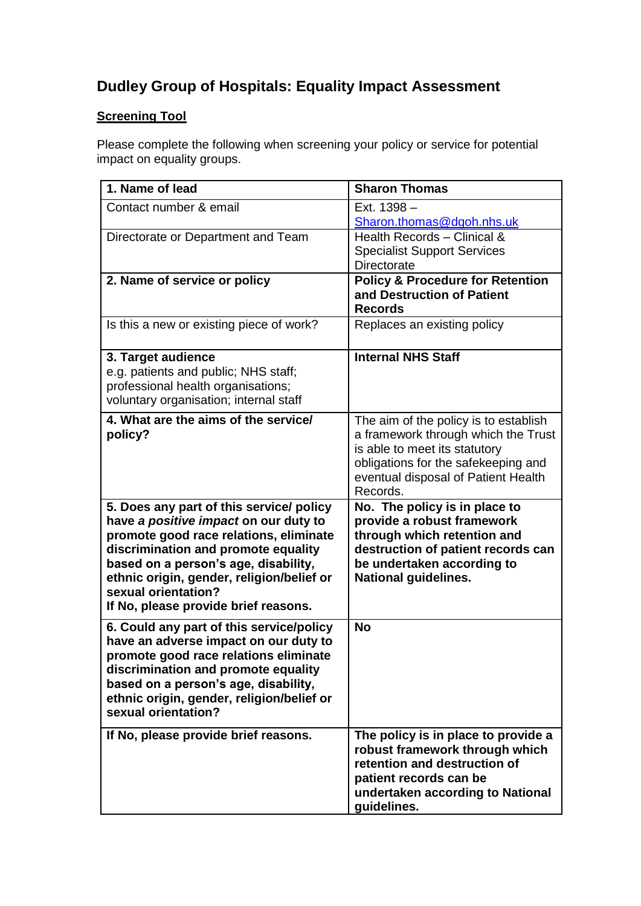# Dudley Group of Hospitals: Equality Impact Assessment

**Screening Tool**

Please complete the following when screening your policy or service for potential impact on equality groups.

| **1. Name of lead** | **Sharon Thomas** |
|---|---|
| Contact number & email | Ext. 1398 – Sharon.thomas@dgoh.nhs.uk |
| Directorate or Department and Team | Health Records – Clinical & Specialist Support Services Directorate |
| **2. Name of service or policy** | **Policy & Procedure for Retention and Destruction of Patient Records** |
| Is this a new or existing piece of work? | Replaces an existing policy |
| **3. Target audience**<br>e.g. patients and public; NHS staff; professional health organisations; voluntary organisation; internal staff | **Internal NHS Staff** |
| **4. What are the aims of the service/ policy?** | The aim of the policy is to establish a framework through which the Trust is able to meet its statutory obligations for the safekeeping and eventual disposal of Patient Health Records. |
| **5. Does any part of this service/ policy have *a positive impact* on our duty to promote good race relations, eliminate discrimination and promote equality based on a person's age, disability, ethnic origin, gender, religion/belief or sexual orientation?**<br>**If No, please provide brief reasons.** | **No. The policy is in place to provide a robust framework through which retention and destruction of patient records can be undertaken according to National guidelines.** |
| **6. Could any part of this service/policy have an adverse impact on our duty to promote good race relations eliminate discrimination and promote equality based on a person's age, disability, ethnic origin, gender, religion/belief or sexual orientation?** | **No** |
| **If No, please provide brief reasons.** | **The policy is in place to provide a robust framework through which retention and destruction of patient records can be undertaken according to National guidelines.** |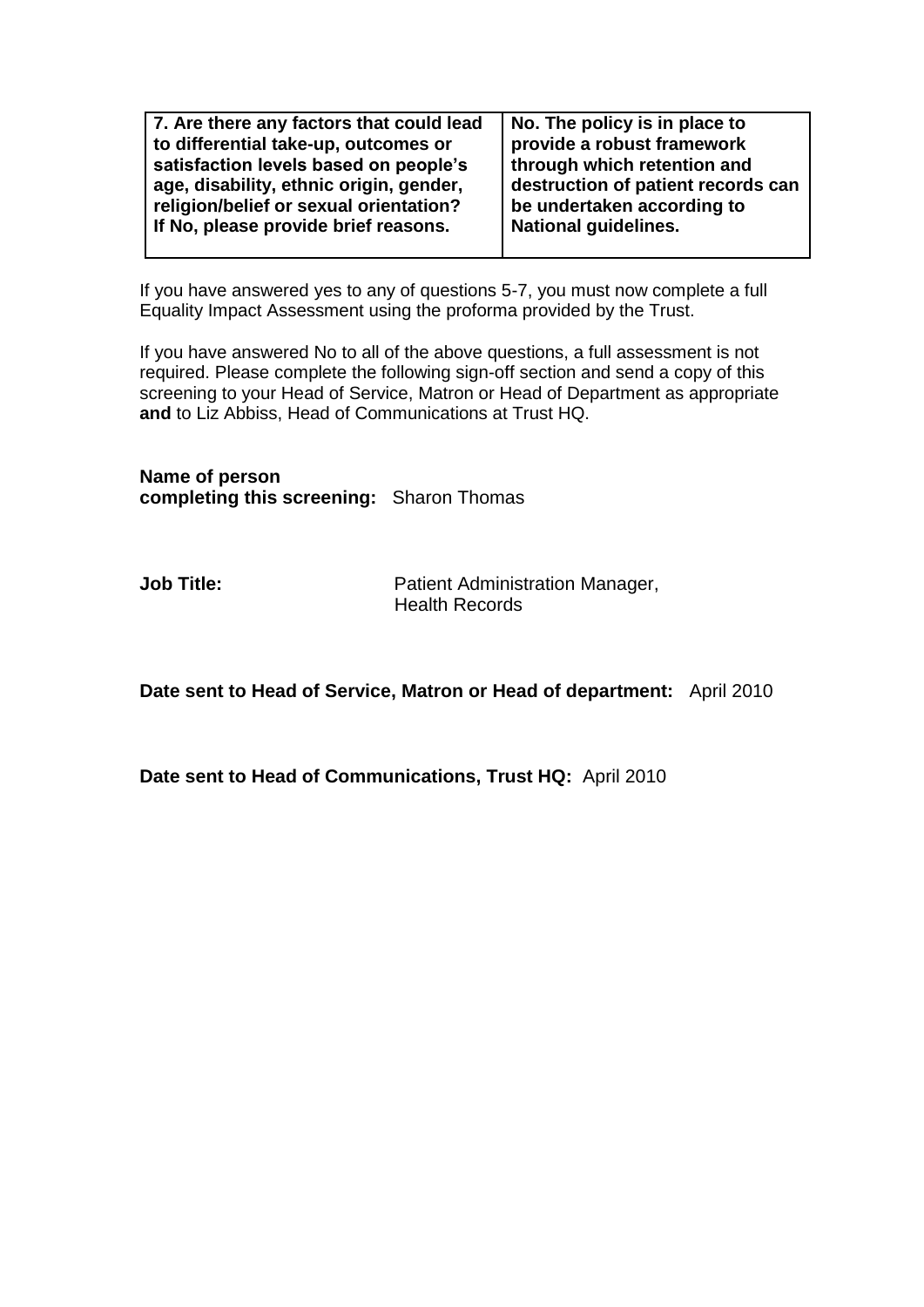| | |
|---|---|
| **7. Are there any factors that could lead to differential take-up, outcomes or satisfaction levels based on people's age, disability, ethnic origin, gender, religion/belief or sexual orientation? If No, please provide brief reasons.** | **No. The policy is in place to provide a robust framework through which retention and destruction of patient records can be undertaken according to National guidelines.** |

If you have answered yes to any of questions 5-7, you must now complete a full Equality Impact Assessment using the proforma provided by the Trust.

If you have answered No to all of the above questions, a full assessment is not required. Please complete the following sign-off section and send a copy of this screening to your Head of Service, Matron or Head of Department as appropriate **and** to Liz Abbiss, Head of Communications at Trust HQ.

**Name of person completing this screening:** Sharon Thomas

**Job Title:** Patient Administration Manager, Health Records

**Date sent to Head of Service, Matron or Head of department:** April 2010

**Date sent to Head of Communications, Trust HQ:** April 2010